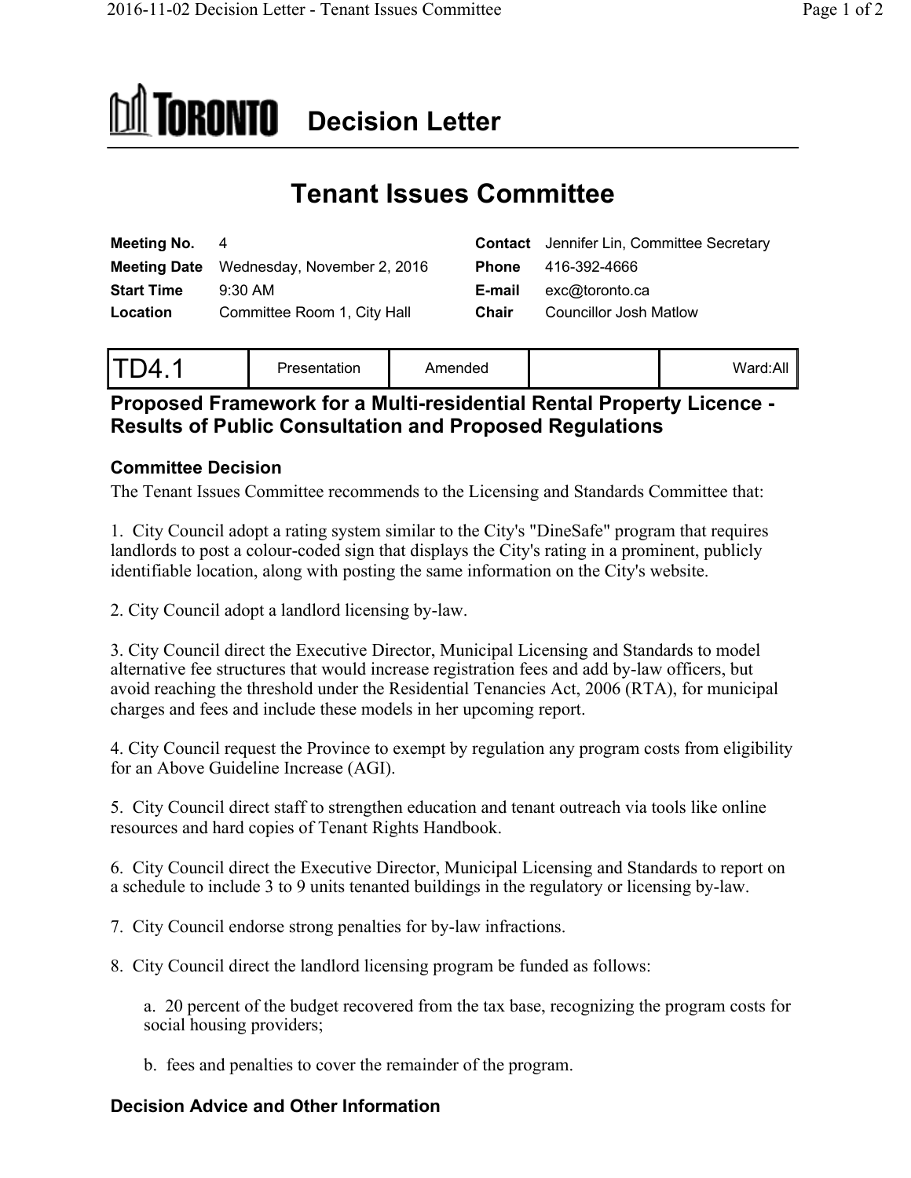# TORONTO Decision Letter

# Tenant Issues Committee

| | | | |
|---|---|---|---|
| **Meeting No.** | 4 | **Contact** | Jennifer Lin, Committee Secretary |
| **Meeting Date** | Wednesday, November 2, 2016 | **Phone** | 416-392-4666 |
| **Start Time** | 9:30 AM | **E-mail** | exc@toronto.ca |
| **Location** | Committee Room 1, City Hall | **Chair** | Councillor Josh Matlow |

| TD4.1 | Presentation | Amended | | Ward:All |
|---|---|---|---|---|

## Proposed Framework for a Multi-residential Rental Property Licence - Results of Public Consultation and Proposed Regulations

### Committee Decision

The Tenant Issues Committee recommends to the Licensing and Standards Committee that:

1. City Council adopt a rating system similar to the City's "DineSafe" program that requires landlords to post a colour-coded sign that displays the City's rating in a prominent, publicly identifiable location, along with posting the same information on the City's website.

2. City Council adopt a landlord licensing by-law.

3. City Council direct the Executive Director, Municipal Licensing and Standards to model alternative fee structures that would increase registration fees and add by-law officers, but avoid reaching the threshold under the Residential Tenancies Act, 2006 (RTA), for municipal charges and fees and include these models in her upcoming report.

4. City Council request the Province to exempt by regulation any program costs from eligibility for an Above Guideline Increase (AGI).

5. City Council direct staff to strengthen education and tenant outreach via tools like online resources and hard copies of Tenant Rights Handbook.

6. City Council direct the Executive Director, Municipal Licensing and Standards to report on a schedule to include 3 to 9 units tenanted buildings in the regulatory or licensing by-law.

7. City Council endorse strong penalties for by-law infractions.

8. City Council direct the landlord licensing program be funded as follows:

   a. 20 percent of the budget recovered from the tax base, recognizing the program costs for social housing providers;

   b. fees and penalties to cover the remainder of the program.

### Decision Advice and Other Information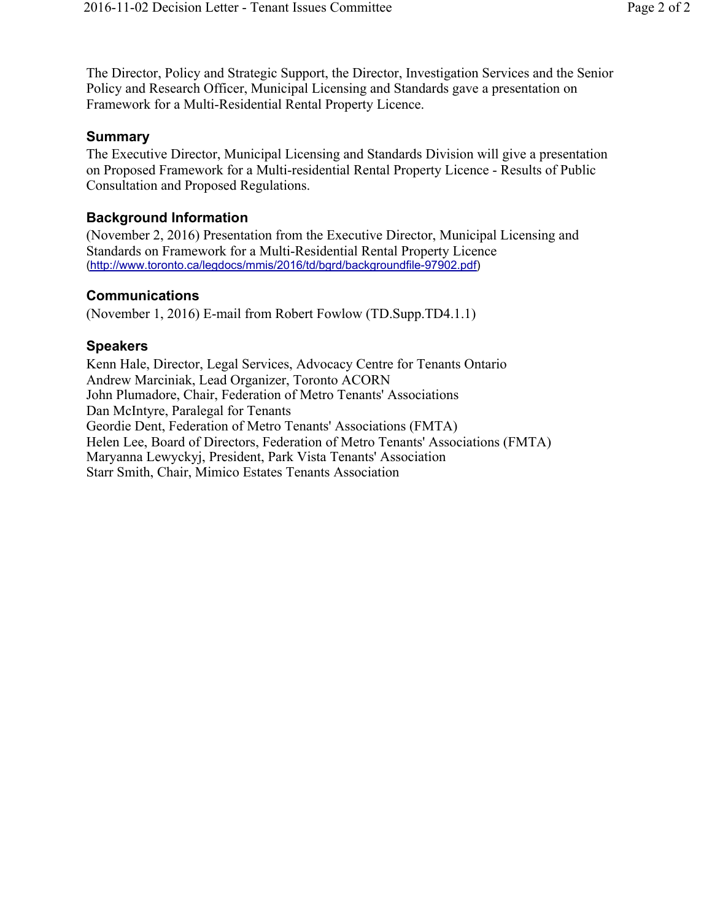The Director, Policy and Strategic Support, the Director, Investigation Services and the Senior Policy and Research Officer, Municipal Licensing and Standards gave a presentation on Framework for a Multi-Residential Rental Property Licence.

### Summary

The Executive Director, Municipal Licensing and Standards Division will give a presentation on Proposed Framework for a Multi-residential Rental Property Licence - Results of Public Consultation and Proposed Regulations.

### Background Information

(November 2, 2016) Presentation from the Executive Director, Municipal Licensing and Standards on Framework for a Multi-Residential Rental Property Licence
(http://www.toronto.ca/legdocs/mmis/2016/td/bgrd/backgroundfile-97902.pdf)

### Communications

(November 1, 2016) E-mail from Robert Fowlow (TD.Supp.TD4.1.1)

### Speakers

Kenn Hale, Director, Legal Services, Advocacy Centre for Tenants Ontario
Andrew Marciniak, Lead Organizer, Toronto ACORN
John Plumadore, Chair, Federation of Metro Tenants' Associations
Dan McIntyre, Paralegal for Tenants
Geordie Dent, Federation of Metro Tenants' Associations (FMTA)
Helen Lee, Board of Directors, Federation of Metro Tenants' Associations (FMTA)
Maryanna Lewyckyj, President, Park Vista Tenants' Association
Starr Smith, Chair, Mimico Estates Tenants Association